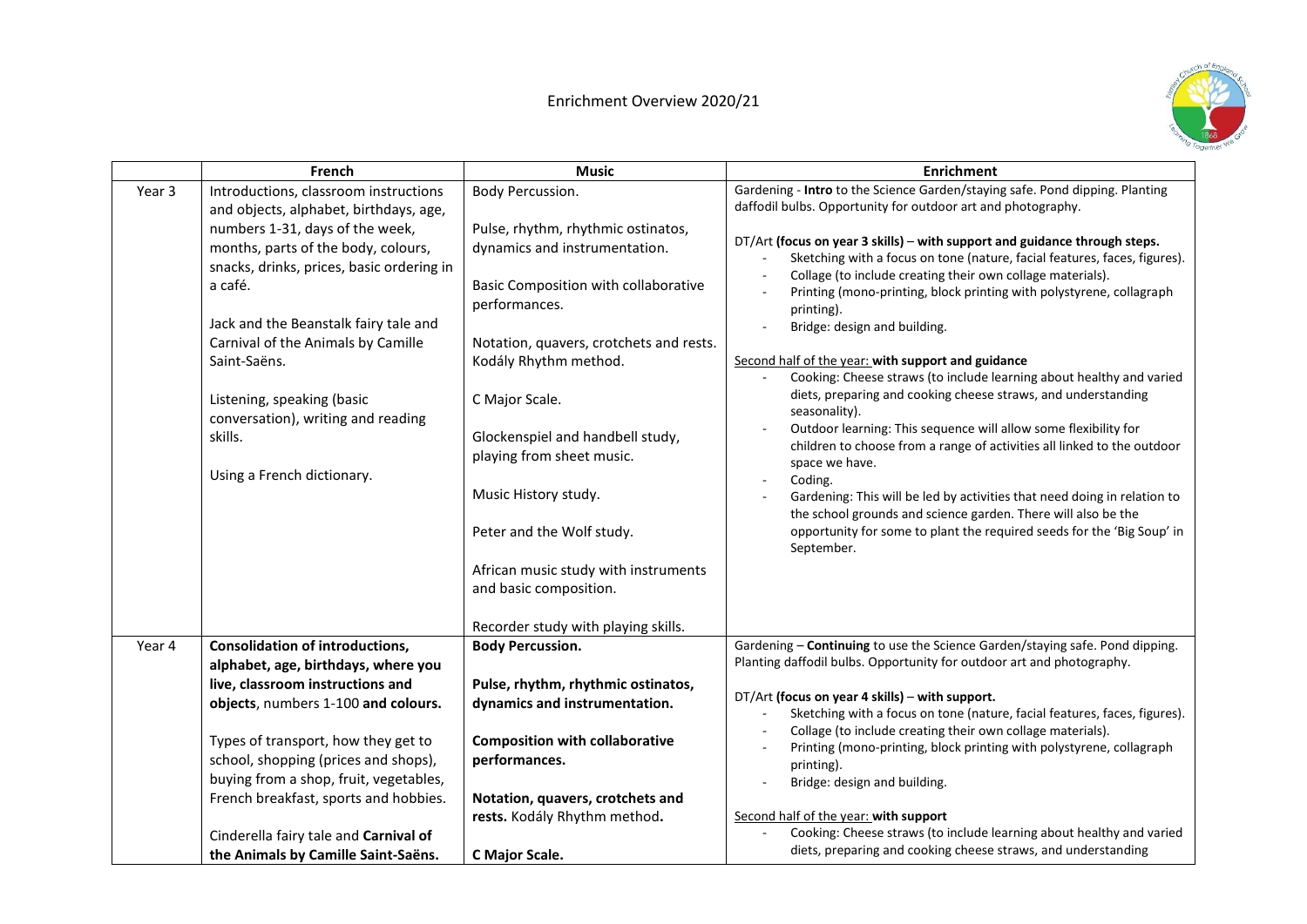# Enrichment Overview 2020/21

| | French | Music | Enrichment |
|---|---|---|---|
| Year 3 | Introductions, classroom instructions and objects, alphabet, birthdays, age, numbers 1-31, days of the week, months, parts of the body, colours, snacks, drinks, prices, basic ordering in a café.<br><br>Jack and the Beanstalk fairy tale and Carnival of the Animals by Camille Saint-Saëns.<br><br>Listening, speaking (basic conversation), writing and reading skills.<br><br>Using a French dictionary. | Body Percussion.<br><br>Pulse, rhythm, rhythmic ostinatos, dynamics and instrumentation.<br><br>Basic Composition with collaborative performances.<br><br>Notation, quavers, crotchets and rests. Kodály Rhythm method.<br><br>C Major Scale.<br><br>Glockenspiel and handbell study, playing from sheet music.<br><br>Music History study.<br><br>Peter and the Wolf study.<br><br>African music study with instruments and basic composition.<br><br>Recorder study with playing skills. | Gardening - **Intro** to the Science Garden/staying safe. Pond dipping. Planting daffodil bulbs. Opportunity for outdoor art and photography.<br><br>DT/Art **(focus on year 3 skills)** – **with support and guidance through steps.**<br>- Sketching with a focus on tone (nature, facial features, faces, figures).<br>- Collage (to include creating their own collage materials).<br>- Printing (mono-printing, block printing with polystyrene, collagraph printing).<br>- Bridge: design and building.<br><br>Second half of the year: **with support and guidance**<br>- Cooking: Cheese straws (to include learning about healthy and varied diets, preparing and cooking cheese straws, and understanding seasonality).<br>- Outdoor learning: This sequence will allow some flexibility for children to choose from a range of activities all linked to the outdoor space we have.<br>- Coding.<br>- Gardening: This will be led by activities that need doing in relation to the school grounds and science garden. There will also be the opportunity for some to plant the required seeds for the 'Big Soup' in September. |
| Year 4 | **Consolidation of introductions, alphabet, age, birthdays, where you live, classroom instructions and objects**, numbers 1-100 **and colours.**<br><br>Types of transport, how they get to school, shopping (prices and shops), buying from a shop, fruit, vegetables, French breakfast, sports and hobbies.<br><br>Cinderella fairy tale and **Carnival of the Animals by Camille Saint-Saëns.** | **Body Percussion.**<br><br>**Pulse, rhythm, rhythmic ostinatos, dynamics and instrumentation.**<br><br>**Composition with collaborative performances.**<br><br>**Notation, quavers, crotchets and rests.** Kodály Rhythm method**.**<br><br>**C Major Scale.** | Gardening – **Continuing** to use the Science Garden/staying safe. Pond dipping. Planting daffodil bulbs. Opportunity for outdoor art and photography.<br><br>DT/Art **(focus on year 4 skills)** – **with support.**<br>- Sketching with a focus on tone (nature, facial features, faces, figures).<br>- Collage (to include creating their own collage materials).<br>- Printing (mono-printing, block printing with polystyrene, collagraph printing).<br>- Bridge: design and building.<br><br>Second half of the year: **with support**<br>- Cooking: Cheese straws (to include learning about healthy and varied diets, preparing and cooking cheese straws, and understanding |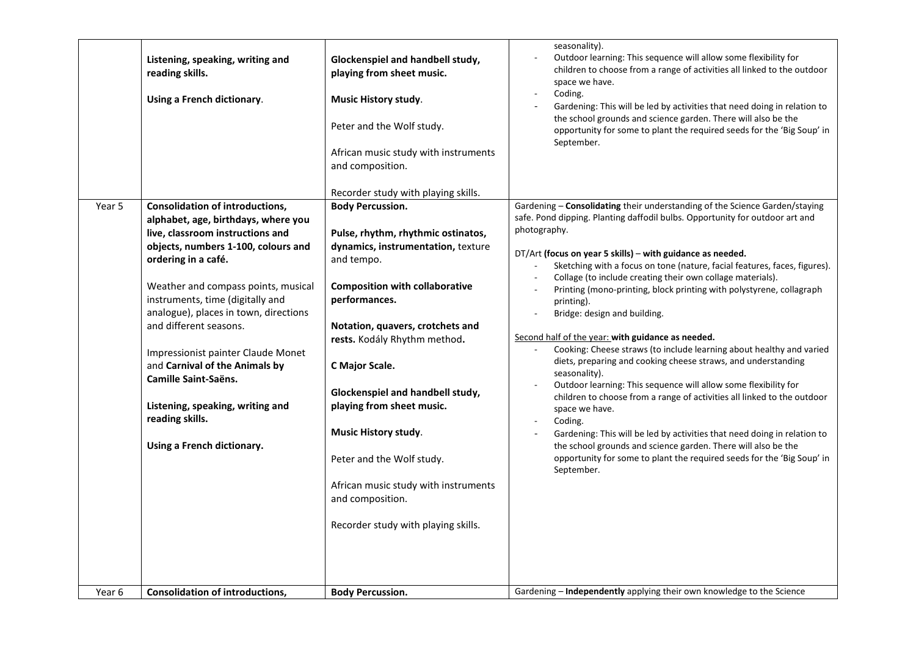| | | | |
|---|---|---|---|
| | **Listening, speaking, writing and reading skills.**<br><br>**Using a French dictionary**. | **Glockenspiel and handbell study, playing from sheet music.**<br><br>**Music History study**.<br><br>Peter and the Wolf study.<br><br>African music study with instruments and composition.<br><br>Recorder study with playing skills. | seasonality).<br>- Outdoor learning: This sequence will allow some flexibility for children to choose from a range of activities all linked to the outdoor space we have.<br>- Coding.<br>- Gardening: This will be led by activities that need doing in relation to the school grounds and science garden. There will also be the opportunity for some to plant the required seeds for the 'Big Soup' in September. |
| Year 5 | **Consolidation of introductions, alphabet, age, birthdays, where you live, classroom instructions and objects, numbers 1-100, colours and ordering in a café.**<br><br>Weather and compass points, musical instruments, time (digitally and analogue), places in town, directions and different seasons.<br><br>Impressionist painter Claude Monet and **Carnival of the Animals by Camille Saint-Saëns.**<br><br>**Listening, speaking, writing and reading skills.**<br><br>**Using a French dictionary.** | **Body Percussion.**<br><br>**Pulse, rhythm, rhythmic ostinatos, dynamics, instrumentation,** texture and tempo.<br><br>**Composition with collaborative performances.**<br><br>**Notation, quavers, crotchets and rests.** Kodály Rhythm method**.**<br><br>**C Major Scale.**<br><br>**Glockenspiel and handbell study, playing from sheet music.**<br><br>**Music History study**.<br><br>Peter and the Wolf study.<br><br>African music study with instruments and composition.<br><br>Recorder study with playing skills. | Gardening – **Consolidating** their understanding of the Science Garden/staying safe. Pond dipping. Planting daffodil bulbs. Opportunity for outdoor art and photography.<br><br>DT/Art **(focus on year 5 skills)** – **with guidance as needed.**<br>- Sketching with a focus on tone (nature, facial features, faces, figures).<br>- Collage (to include creating their own collage materials).<br>- Printing (mono-printing, block printing with polystyrene, collagraph printing).<br>- Bridge: design and building.<br><br>Second half of the year: **with guidance as needed.**<br>- Cooking: Cheese straws (to include learning about healthy and varied diets, preparing and cooking cheese straws, and understanding seasonality).<br>- Outdoor learning: This sequence will allow some flexibility for children to choose from a range of activities all linked to the outdoor space we have.<br>- Coding.<br>- Gardening: This will be led by activities that need doing in relation to the school grounds and science garden. There will also be the opportunity for some to plant the required seeds for the 'Big Soup' in September. |
| Year 6 | **Consolidation of introductions,** | **Body Percussion.** | Gardening – **Independently** applying their own knowledge to the Science |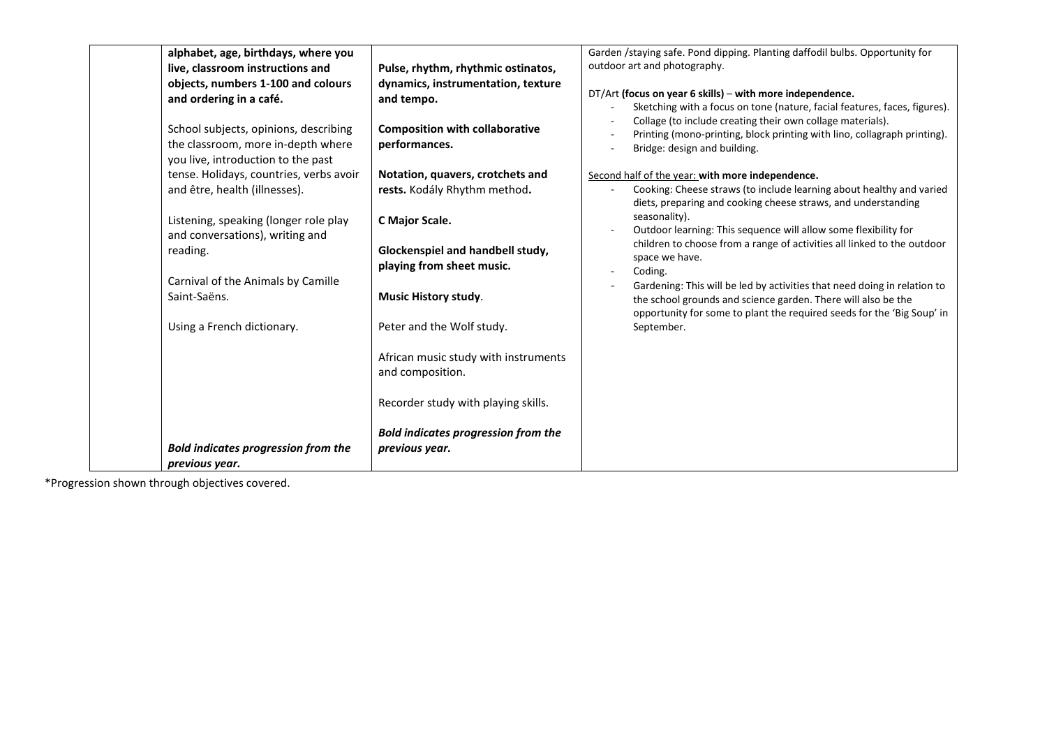| | | | |
|---|---|---|---|
| | **alphabet, age, birthdays, where you live, classroom instructions and objects, numbers 1-100 and colours and ordering in a café.**<br><br>School subjects, opinions, describing the classroom, more in-depth where you live, introduction to the past tense. Holidays, countries, verbs avoir and être, health (illnesses).<br><br>Listening, speaking (longer role play and conversations), writing and reading.<br><br>Carnival of the Animals by Camille Saint-Saëns.<br><br>Using a French dictionary.<br><br>***Bold indicates progression from the previous year.*** | **Pulse, rhythm, rhythmic ostinatos, dynamics, instrumentation, texture and tempo.**<br><br>**Composition with collaborative performances.**<br><br>**Notation, quavers, crotchets and rests.** Kodály Rhythm method**.**<br><br>**C Major Scale.**<br><br>**Glockenspiel and handbell study, playing from sheet music.**<br><br>**Music History study**.<br><br>Peter and the Wolf study.<br><br>African music study with instruments and composition.<br><br>Recorder study with playing skills.<br><br>***Bold indicates progression from the previous year.*** | Garden /staying safe. Pond dipping. Planting daffodil bulbs. Opportunity for outdoor art and photography.<br><br>DT/Art **(focus on year 6 skills)** – **with more independence.**<br>- Sketching with a focus on tone (nature, facial features, faces, figures).<br>- Collage (to include creating their own collage materials).<br>- Printing (mono-printing, block printing with lino, collagraph printing).<br>- Bridge: design and building.<br><br>Second half of the year: **with more independence.**<br>- Cooking: Cheese straws (to include learning about healthy and varied diets, preparing and cooking cheese straws, and understanding seasonality).<br>- Outdoor learning: This sequence will allow some flexibility for children to choose from a range of activities all linked to the outdoor space we have.<br>- Coding.<br>- Gardening: This will be led by activities that need doing in relation to the school grounds and science garden. There will also be the opportunity for some to plant the required seeds for the 'Big Soup' in September. |

*Progression shown through objectives covered.